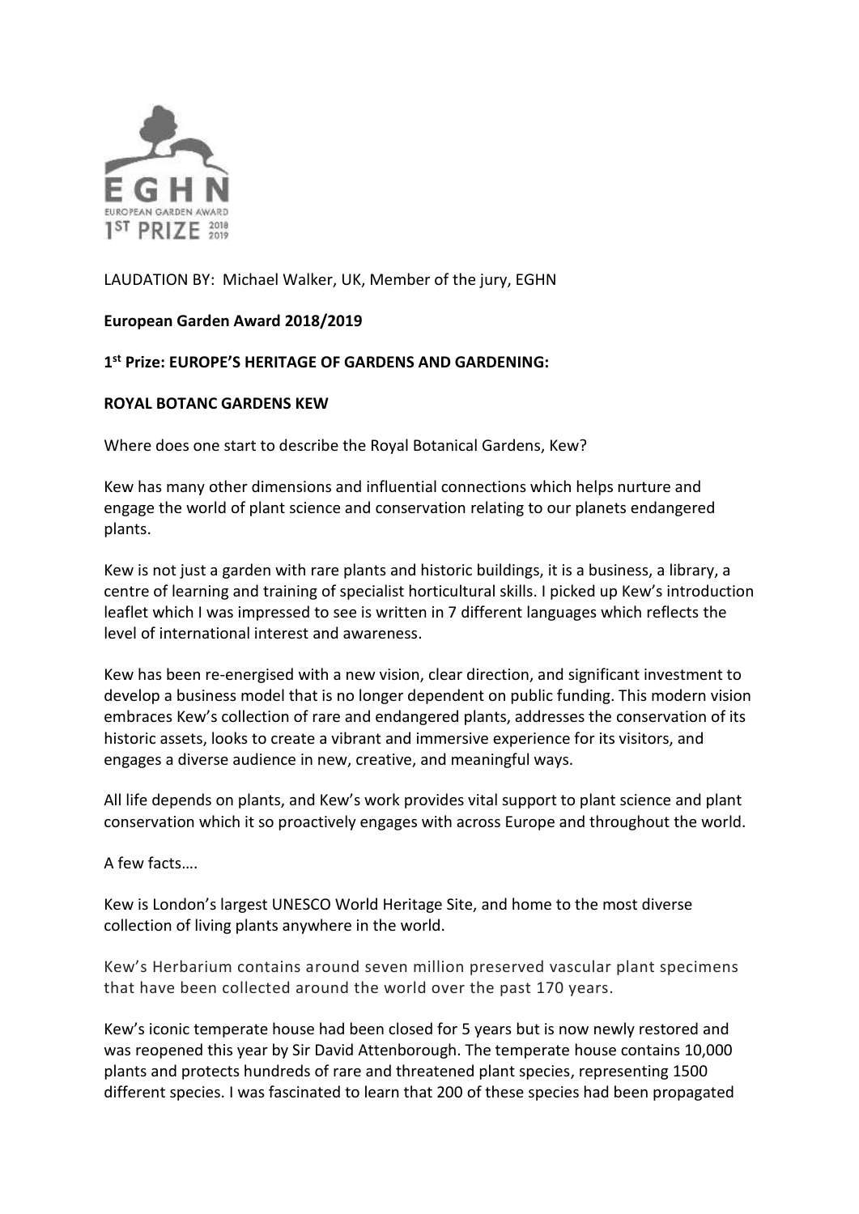LAUDATION BY: Michael Walker, UK, Member of the jury, EGHN

**European Garden Award 2018/2019**

**1st Prize: EUROPE'S HERITAGE OF GARDENS AND GARDENING:**

**ROYAL BOTANC GARDENS KEW**

Where does one start to describe the Royal Botanical Gardens, Kew?

Kew has many other dimensions and influential connections which helps nurture and engage the world of plant science and conservation relating to our planets endangered plants.

Kew is not just a garden with rare plants and historic buildings, it is a business, a library, a centre of learning and training of specialist horticultural skills. I picked up Kew's introduction leaflet which I was impressed to see is written in 7 different languages which reflects the level of international interest and awareness.

Kew has been re-energised with a new vision, clear direction, and significant investment to develop a business model that is no longer dependent on public funding. This modern vision embraces Kew's collection of rare and endangered plants, addresses the conservation of its historic assets, looks to create a vibrant and immersive experience for its visitors, and engages a diverse audience in new, creative, and meaningful ways.

All life depends on plants, and Kew's work provides vital support to plant science and plant conservation which it so proactively engages with across Europe and throughout the world.

A few facts….

Kew is London's largest UNESCO World Heritage Site, and home to the most diverse collection of living plants anywhere in the world.

Kew's Herbarium contains around seven million preserved vascular plant specimens that have been collected around the world over the past 170 years.

Kew's iconic temperate house had been closed for 5 years but is now newly restored and was reopened this year by Sir David Attenborough. The temperate house contains 10,000 plants and protects hundreds of rare and threatened plant species, representing 1500 different species. I was fascinated to learn that 200 of these species had been propagated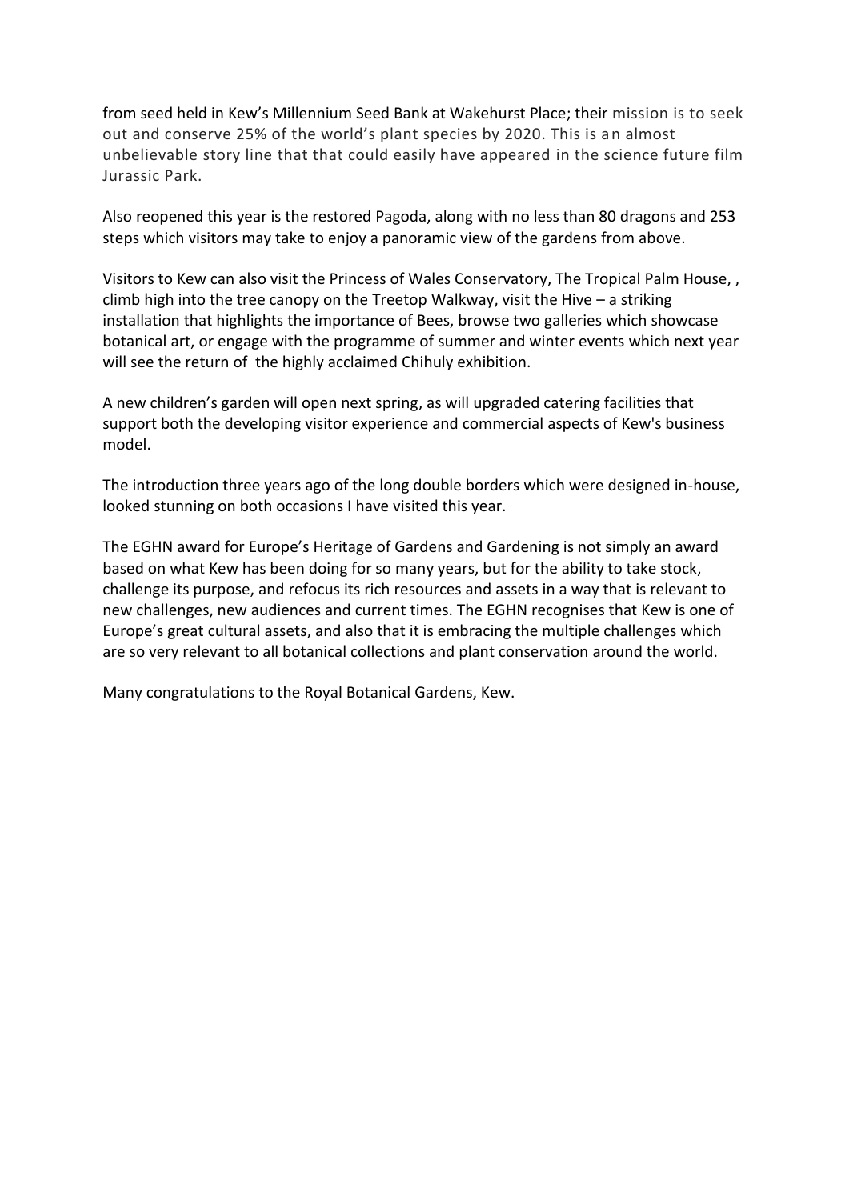from seed held in Kew's Millennium Seed Bank at Wakehurst Place; their mission is to seek out and conserve 25% of the world's plant species by 2020. This is an almost unbelievable story line that that could easily have appeared in the science future film Jurassic Park.

Also reopened this year is the restored Pagoda, along with no less than 80 dragons and 253 steps which visitors may take to enjoy a panoramic view of the gardens from above.

Visitors to Kew can also visit the Princess of Wales Conservatory, The Tropical Palm House, , climb high into the tree canopy on the Treetop Walkway, visit the Hive – a striking installation that highlights the importance of Bees, browse two galleries which showcase botanical art, or engage with the programme of summer and winter events which next year will see the return of the highly acclaimed Chihuly exhibition.

A new children's garden will open next spring, as will upgraded catering facilities that support both the developing visitor experience and commercial aspects of Kew's business model.

The introduction three years ago of the long double borders which were designed in-house, looked stunning on both occasions I have visited this year.

The EGHN award for Europe's Heritage of Gardens and Gardening is not simply an award based on what Kew has been doing for so many years, but for the ability to take stock, challenge its purpose, and refocus its rich resources and assets in a way that is relevant to new challenges, new audiences and current times. The EGHN recognises that Kew is one of Europe's great cultural assets, and also that it is embracing the multiple challenges which are so very relevant to all botanical collections and plant conservation around the world.

Many congratulations to the Royal Botanical Gardens, Kew.